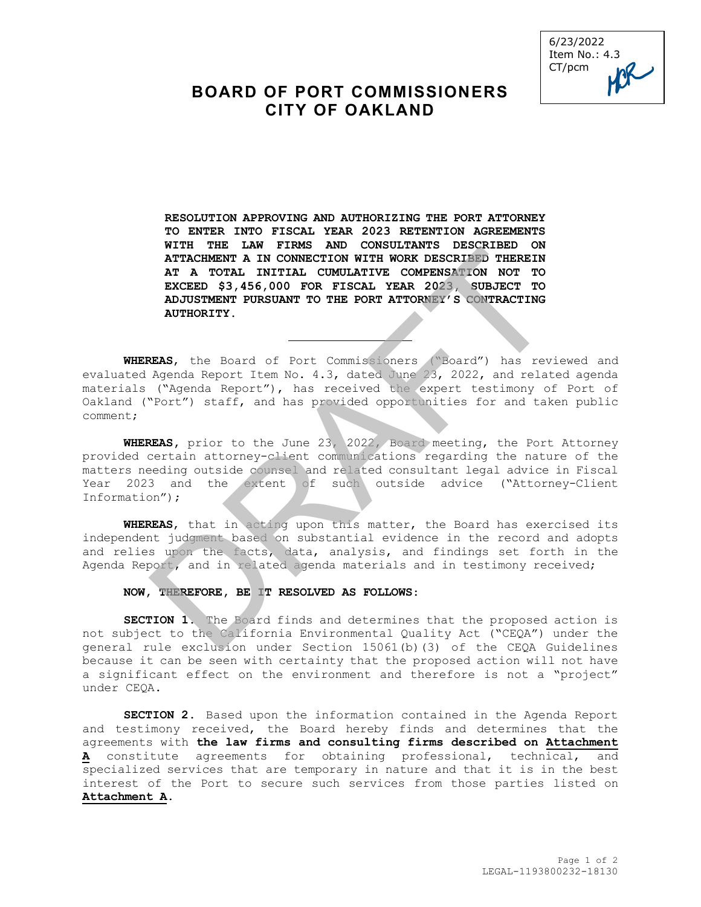6/23/2022
Item No.: 4.3
CT/pcm

# BOARD OF PORT COMMISSIONERS
# CITY OF OAKLAND

**RESOLUTION APPROVING AND AUTHORIZING THE PORT ATTORNEY TO ENTER INTO FISCAL YEAR 2023 RETENTION AGREEMENTS WITH THE LAW FIRMS AND CONSULTANTS DESCRIBED ON ATTACHMENT A IN CONNECTION WITH WORK DESCRIBED THEREIN AT A TOTAL INITIAL CUMULATIVE COMPENSATION NOT TO EXCEED $3,456,000 FOR FISCAL YEAR 2023, SUBJECT TO ADJUSTMENT PURSUANT TO THE PORT ATTORNEY'S CONTRACTING AUTHORITY.**

---

**WHEREAS**, the Board of Port Commissioners ("Board") has reviewed and evaluated Agenda Report Item No. 4.3, dated June 23, 2022, and related agenda materials ("Agenda Report"), has received the expert testimony of Port of Oakland ("Port") staff, and has provided opportunities for and taken public comment;

**WHEREAS**, prior to the June 23, 2022, Board meeting, the Port Attorney provided certain attorney-client communications regarding the nature of the matters needing outside counsel and related consultant legal advice in Fiscal Year 2023 and the extent of such outside advice ("Attorney-Client Information");

**WHEREAS**, that in acting upon this matter, the Board has exercised its independent judgment based on substantial evidence in the record and adopts and relies upon the facts, data, analysis, and findings set forth in the Agenda Report, and in related agenda materials and in testimony received;

**NOW, THEREFORE, BE IT RESOLVED AS FOLLOWS:**

**SECTION 1.** The Board finds and determines that the proposed action is not subject to the California Environmental Quality Act ("CEQA") under the general rule exclusion under Section 15061(b)(3) of the CEQA Guidelines because it can be seen with certainty that the proposed action will not have a significant effect on the environment and therefore is not a "project" under CEQA.

**SECTION 2.** Based upon the information contained in the Agenda Report and testimony received, the Board hereby finds and determines that the agreements with **the law firms and consulting firms described on Attachment A** constitute agreements for obtaining professional, technical, and specialized services that are temporary in nature and that it is in the best interest of the Port to secure such services from those parties listed on **Attachment A**.

LEGAL-1193800232-18130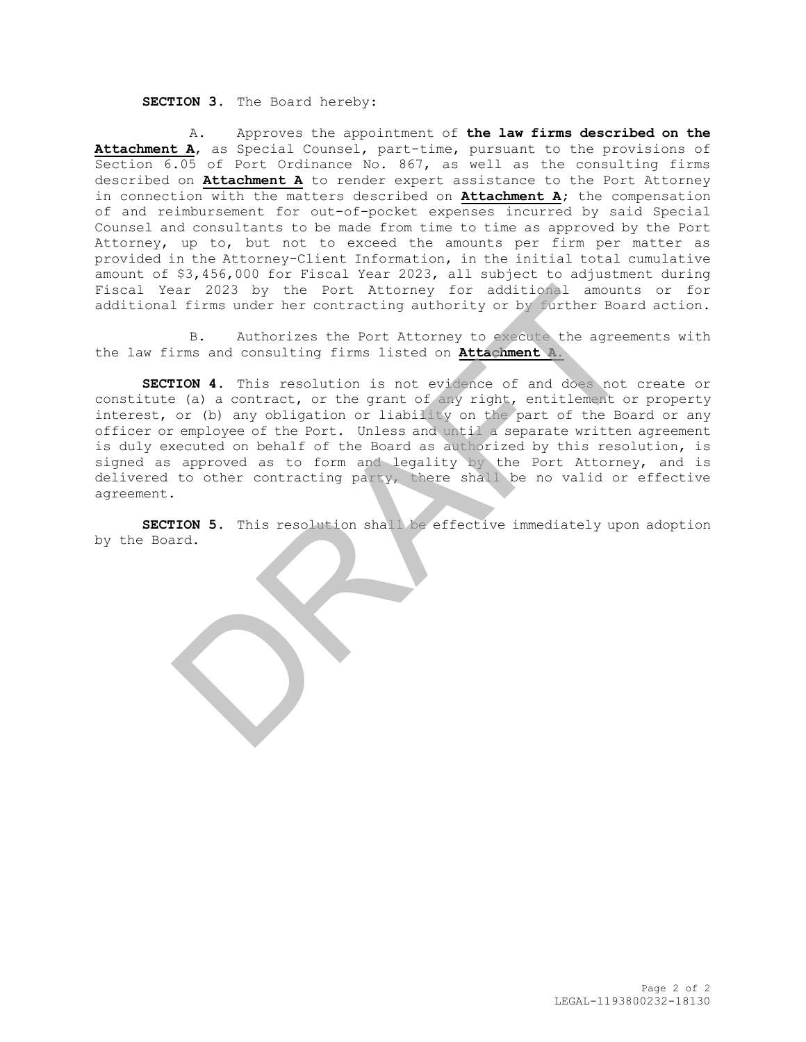**SECTION 3.** The Board hereby:

A. Approves the appointment of **the law firms described on the Attachment A**, as Special Counsel, part-time, pursuant to the provisions of Section 6.05 of Port Ordinance No. 867, as well as the consulting firms described on **Attachment A** to render expert assistance to the Port Attorney in connection with the matters described on **Attachment A**; the compensation of and reimbursement for out-of-pocket expenses incurred by said Special Counsel and consultants to be made from time to time as approved by the Port Attorney, up to, but not to exceed the amounts per firm per matter as provided in the Attorney-Client Information, in the initial total cumulative amount of $3,456,000 for Fiscal Year 2023, all subject to adjustment during Fiscal Year 2023 by the Port Attorney for additional amounts or for additional firms under her contracting authority or by further Board action.

B. Authorizes the Port Attorney to execute the agreements with the law firms and consulting firms listed on **Attachment A**.

**SECTION 4.** This resolution is not evidence of and does not create or constitute (a) a contract, or the grant of any right, entitlement or property interest, or (b) any obligation or liability on the part of the Board or any officer or employee of the Port. Unless and until a separate written agreement is duly executed on behalf of the Board as authorized by this resolution, is signed as approved as to form and legality by the Port Attorney, and is delivered to other contracting party, there shall be no valid or effective agreement.

**SECTION 5.** This resolution shall be effective immediately upon adoption by the Board.

LEGAL-1193800232-18130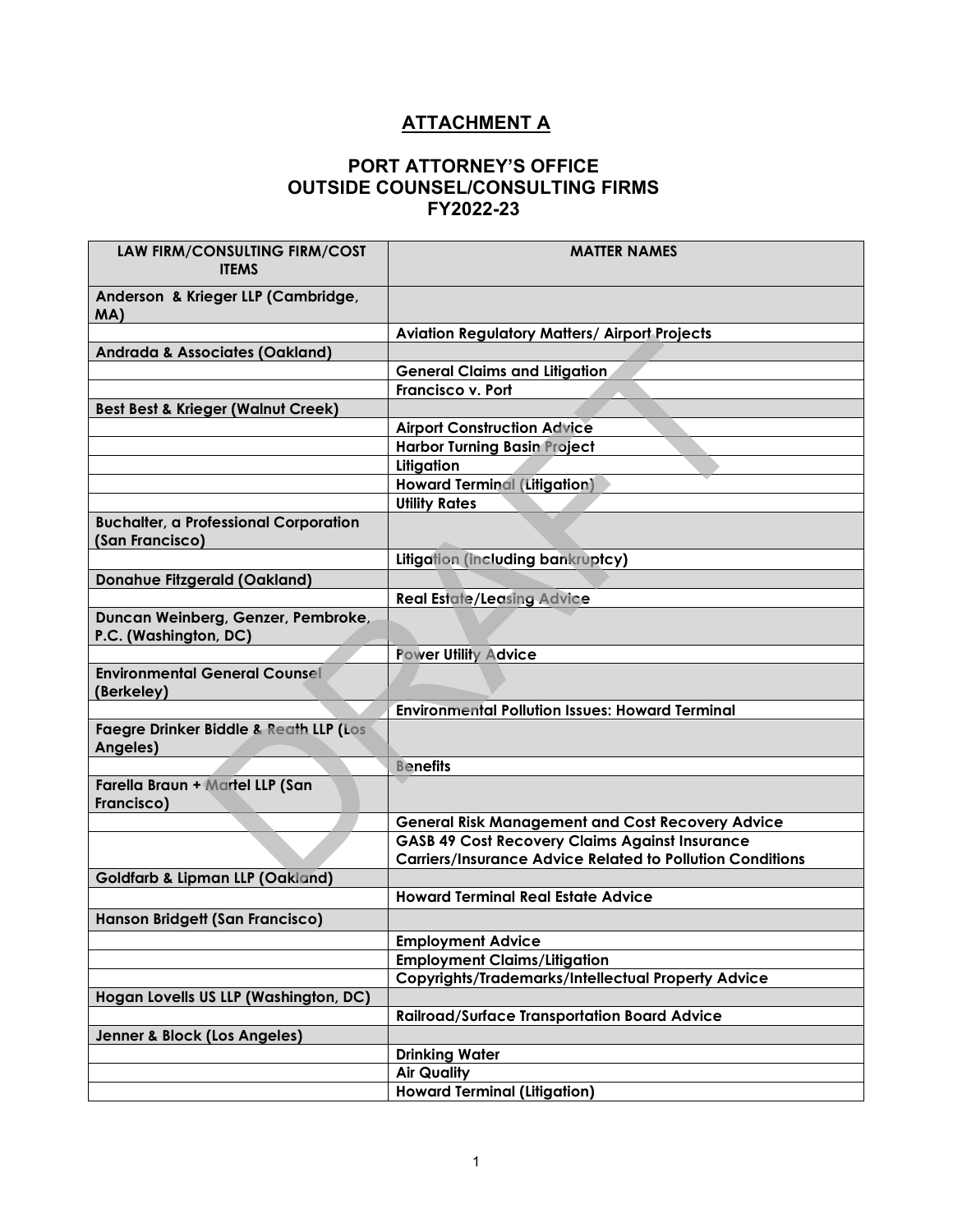## ATTACHMENT A

### PORT ATTORNEY'S OFFICE
### OUTSIDE COUNSEL/CONSULTING FIRMS
### FY2022-23

| LAW FIRM/CONSULTING FIRM/COST ITEMS | MATTER NAMES |
|---|---|
| **Anderson & Krieger LLP (Cambridge, MA)** | |
| | **Aviation Regulatory Matters/ Airport Projects** |
| **Andrada & Associates (Oakland)** | |
| | **General Claims and Litigation** |
| | **Francisco v. Port** |
| **Best Best & Krieger (Walnut Creek)** | |
| | **Airport Construction Advice** |
| | **Harbor Turning Basin Project** |
| | **Litigation** |
| | **Howard Terminal (Litigation)** |
| | **Utility Rates** |
| **Buchalter, a Professional Corporation (San Francisco)** | |
| | **Litigation (including bankruptcy)** |
| **Donahue Fitzgerald (Oakland)** | |
| | **Real Estate/Leasing Advice** |
| **Duncan Weinberg, Genzer, Pembroke, P.C. (Washington, DC)** | |
| | **Power Utility Advice** |
| **Environmental General Counsel (Berkeley)** | |
| | **Environmental Pollution Issues: Howard Terminal** |
| **Faegre Drinker Biddle & Reath LLP (Los Angeles)** | |
| | **Benefits** |
| **Farella Braun + Martel LLP (San Francisco)** | |
| | **General Risk Management and Cost Recovery Advice** |
| | **GASB 49 Cost Recovery Claims Against Insurance Carriers/Insurance Advice Related to Pollution Conditions** |
| **Goldfarb & Lipman LLP (Oakland)** | |
| | **Howard Terminal Real Estate Advice** |
| **Hanson Bridgett (San Francisco)** | |
| | **Employment Advice** |
| | **Employment Claims/Litigation** |
| | **Copyrights/Trademarks/Intellectual Property Advice** |
| **Hogan Lovells US LLP (Washington, DC)** | |
| | **Railroad/Surface Transportation Board Advice** |
| **Jenner & Block (Los Angeles)** | |
| | **Drinking Water** |
| | **Air Quality** |
| | **Howard Terminal (Litigation)** |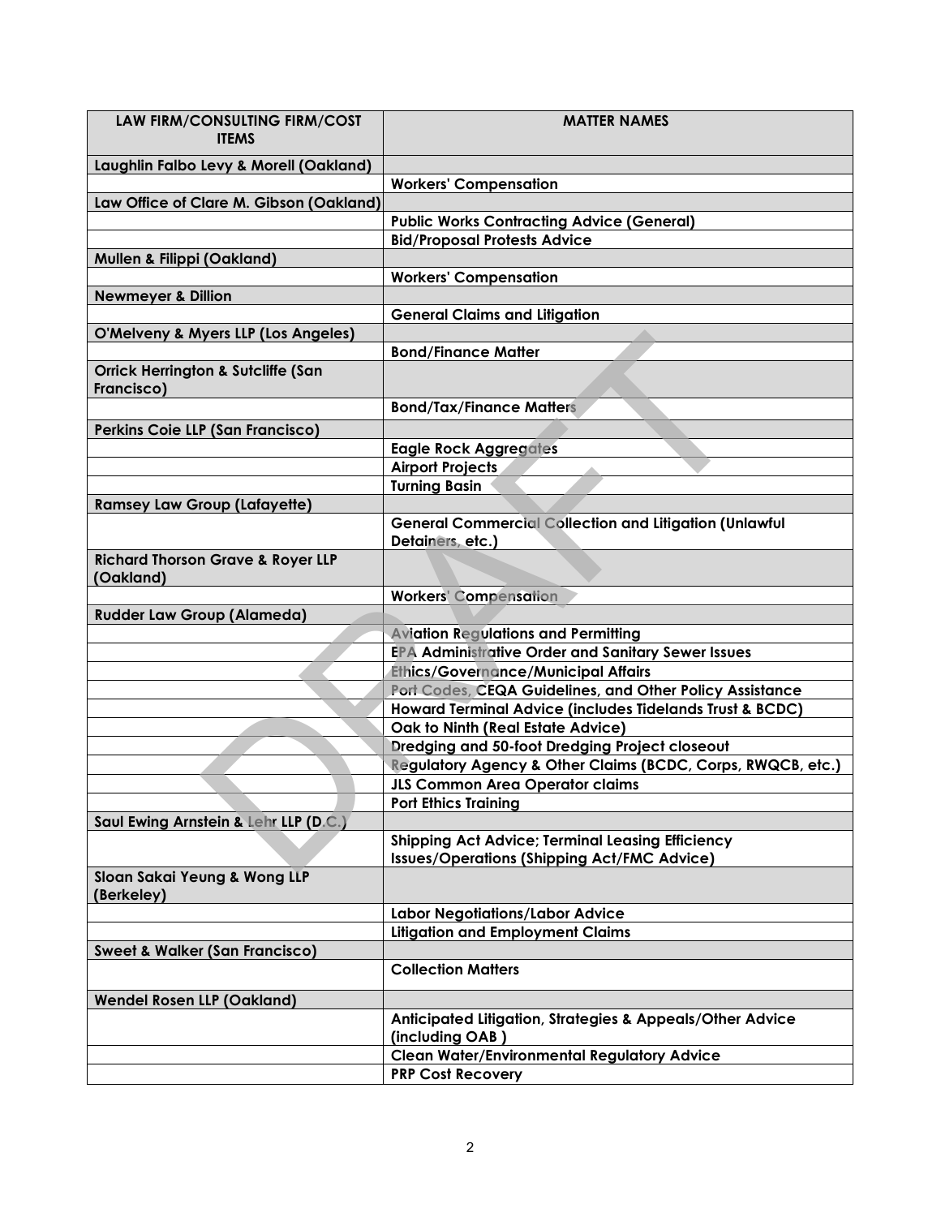| LAW FIRM/CONSULTING FIRM/COST ITEMS | MATTER NAMES |
|---|---|
| **Laughlin Falbo Levy & Morell (Oakland)** | |
| | **Workers' Compensation** |
| **Law Office of Clare M. Gibson (Oakland)** | |
| | **Public Works Contracting Advice (General)** |
| | **Bid/Proposal Protests Advice** |
| **Mullen & Filippi (Oakland)** | |
| | **Workers' Compensation** |
| **Newmeyer & Dillion** | |
| | **General Claims and Litigation** |
| **O'Melveny & Myers LLP (Los Angeles)** | |
| | **Bond/Finance Matter** |
| **Orrick Herrington & Sutcliffe (San Francisco)** | |
| | **Bond/Tax/Finance Matters** |
| **Perkins Coie LLP (San Francisco)** | |
| | **Eagle Rock Aggregates** |
| | **Airport Projects** |
| | **Turning Basin** |
| **Ramsey Law Group (Lafayette)** | |
| | **General Commercial Collection and Litigation (Unlawful Detainers, etc.)** |
| **Richard Thorson Grave & Royer LLP (Oakland)** | |
| | **Workers' Compensation** |
| **Rudder Law Group (Alameda)** | |
| | **Aviation Regulations and Permitting** |
| | **EPA Administrative Order and Sanitary Sewer Issues** |
| | **Ethics/Governance/Municipal Affairs** |
| | **Port Codes, CEQA Guidelines, and Other Policy Assistance** |
| | **Howard Terminal Advice (includes Tidelands Trust & BCDC)** |
| | **Oak to Ninth (Real Estate Advice)** |
| | **Dredging and 50-foot Dredging Project closeout** |
| | **Regulatory Agency & Other Claims (BCDC, Corps, RWQCB, etc.)** |
| | **JLS Common Area Operator claims** |
| | **Port Ethics Training** |
| **Saul Ewing Arnstein & Lehr LLP (D.C.)** | |
| | **Shipping Act Advice; Terminal Leasing Efficiency Issues/Operations (Shipping Act/FMC Advice)** |
| **Sloan Sakai Yeung & Wong LLP (Berkeley)** | |
| | **Labor Negotiations/Labor Advice** |
| | **Litigation and Employment Claims** |
| **Sweet & Walker (San Francisco)** | |
| | **Collection Matters** |
| **Wendel Rosen LLP (Oakland)** | |
| | **Anticipated Litigation, Strategies & Appeals/Other Advice (including OAB )** |
| | **Clean Water/Environmental Regulatory Advice** |
| | **PRP Cost Recovery** |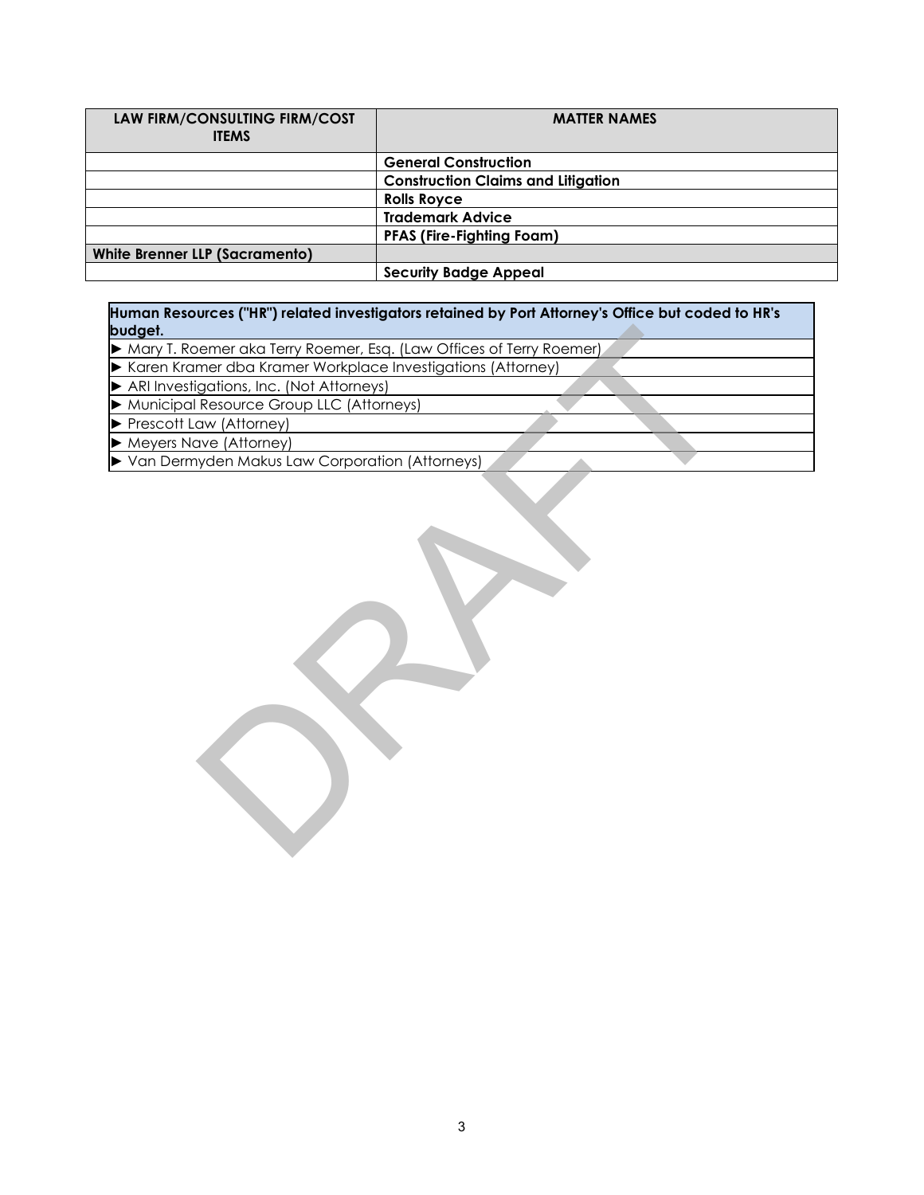| LAW FIRM/CONSULTING FIRM/COST ITEMS | MATTER NAMES |
|---|---|
| | **General Construction** |
| | **Construction Claims and Litigation** |
| | **Rolls Royce** |
| | **Trademark Advice** |
| | **PFAS (Fire-Fighting Foam)** |
| **White Brenner LLP (Sacramento)** | |
| | **Security Badge Appeal** |

| **Human Resources ("HR") related investigators retained by Port Attorney's Office but coded to HR's budget.** |
|---|
| ► Mary T. Roemer aka Terry Roemer, Esq. (Law Offices of Terry Roemer) |
| ► Karen Kramer dba Kramer Workplace Investigations (Attorney) |
| ► ARI Investigations, Inc. (Not Attorneys) |
| ► Municipal Resource Group LLC (Attorneys) |
| ► Prescott Law (Attorney) |
| ► Meyers Nave (Attorney) |
| ► Van Dermyden Makus Law Corporation (Attorneys) |

DRAFT